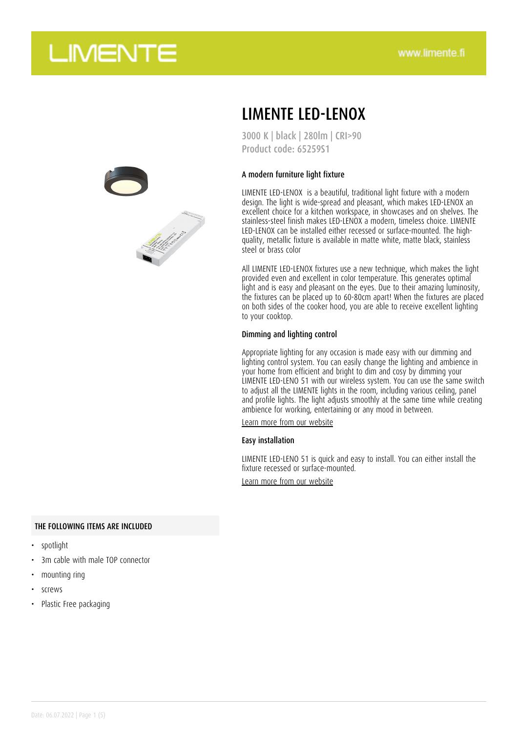# LIMENTE LED-LENOX

3000 K | black | 280lm | CRI>90
Product code: 65259S1

### A modern furniture light fixture

LIMENTE LED-LENOX is a beautiful, traditional light fixture with a modern design. The light is wide-spread and pleasant, which makes LED-LENOX an excellent choice for a kitchen workspace, in showcases and on shelves. The stainless-steel finish makes LED-LENOX a modern, timeless choice. LIMENTE LED-LENOX can be installed either recessed or surface-mounted. The high-quality, metallic fixture is available in matte white, matte black, stainless steel or brass color

All LIMENTE LED-LENOX fixtures use a new technique, which makes the light provided even and excellent in color temperature. This generates optimal light and is easy and pleasant on the eyes. Due to their amazing luminosity, the fixtures can be placed up to 60-80cm apart! When the fixtures are placed on both sides of the cooker hood, you are able to receive excellent lighting to your cooktop.

### Dimming and lighting control

Appropriate lighting for any occasion is made easy with our dimming and lighting control system. You can easily change the lighting and ambience in your home from efficient and bright to dim and cosy by dimming your LIMENTE LED-LENO 51 with our wireless system. You can use the same switch to adjust all the LIMENTE lights in the room, including various ceiling, panel and profile lights. The light adjusts smoothly at the same time while creating ambience for working, entertaining or any mood in between.

Learn more from our website

### Easy installation

LIMENTE LED-LENO 51 is quick and easy to install. You can either install the fixture recessed or surface-mounted.

Learn more from our website

### THE FOLLOWING ITEMS ARE INCLUDED

- spotlight
- 3m cable with male TOP connector
- mounting ring
- screws
- Plastic Free packaging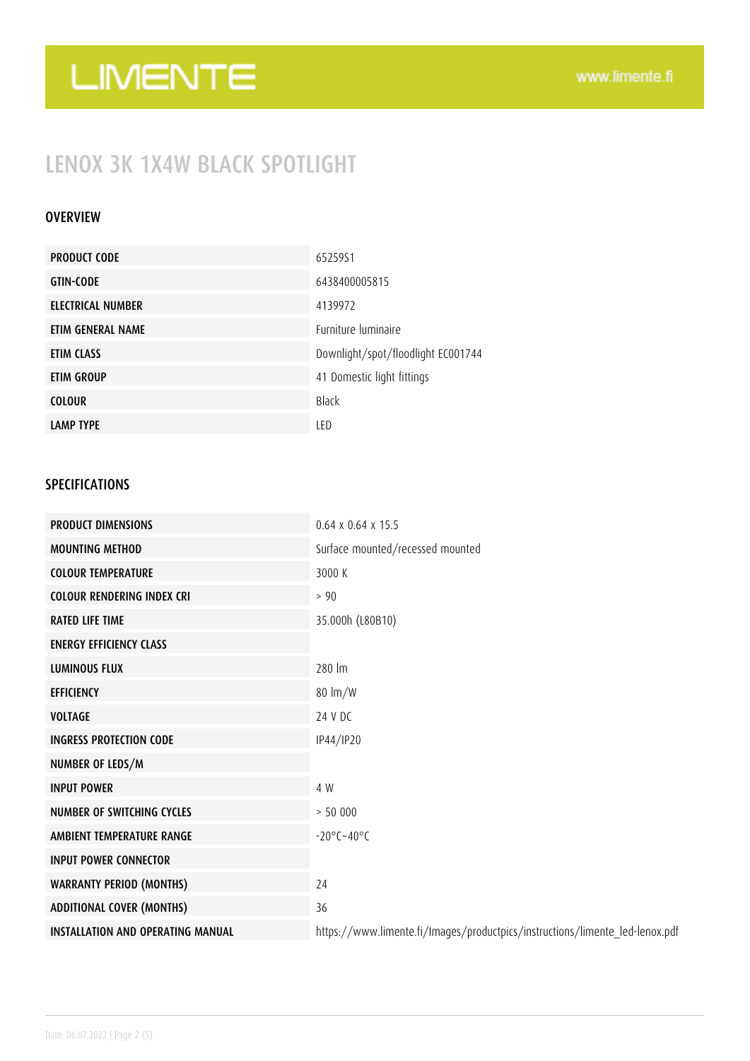# LIMENTE

www.limente.fi

## LENOX 3K 1X4W BLACK SPOTLIGHT

### OVERVIEW

| | |
|---|---|
| **PRODUCT CODE** | 6525951 |
| **GTIN-CODE** | 6438400005815 |
| **ELECTRICAL NUMBER** | 4139972 |
| **ETIM GENERAL NAME** | Furniture luminaire |
| **ETIM CLASS** | Downlight/spot/floodlight EC001744 |
| **ETIM GROUP** | 41 Domestic light fittings |
| **COLOUR** | Black |
| **LAMP TYPE** | LED |

### SPECIFICATIONS

| | |
|---|---|
| **PRODUCT DIMENSIONS** | 0.64 x 0.64 x 15.5 |
| **MOUNTING METHOD** | Surface mounted/recessed mounted |
| **COLOUR TEMPERATURE** | 3000 K |
| **COLOUR RENDERING INDEX CRI** | > 90 |
| **RATED LIFE TIME** | 35.000h (L80B10) |
| **ENERGY EFFICIENCY CLASS** | |
| **LUMINOUS FLUX** | 280 lm |
| **EFFICIENCY** | 80 lm/W |
| **VOLTAGE** | 24 V DC |
| **INGRESS PROTECTION CODE** | IP44/IP20 |
| **NUMBER OF LEDS/M** | |
| **INPUT POWER** | 4 W |
| **NUMBER OF SWITCHING CYCLES** | > 50 000 |
| **AMBIENT TEMPERATURE RANGE** | -20°C~40°C |
| **INPUT POWER CONNECTOR** | |
| **WARRANTY PERIOD (MONTHS)** | 24 |
| **ADDITIONAL COVER (MONTHS)** | 36 |
| **INSTALLATION AND OPERATING MANUAL** | https://www.limente.fi/Images/productpics/instructions/limente_led-lenox.pdf |

Date: 06.07.2022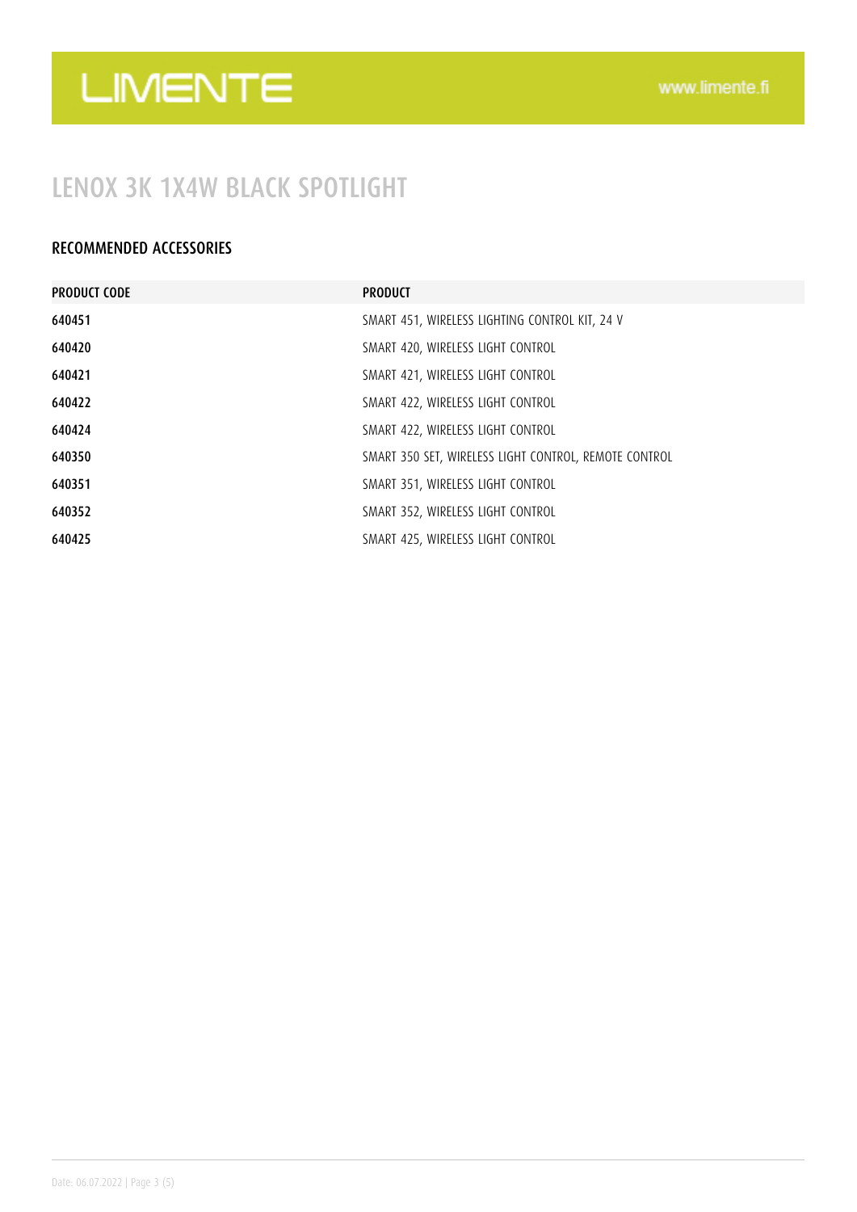# LENOX 3K 1X4W BLACK SPOTLIGHT

## RECOMMENDED ACCESSORIES

| PRODUCT CODE | PRODUCT |
|---|---|
| 640451 | SMART 451, WIRELESS LIGHTING CONTROL KIT, 24 V |
| 640420 | SMART 420, WIRELESS LIGHT CONTROL |
| 640421 | SMART 421, WIRELESS LIGHT CONTROL |
| 640422 | SMART 422, WIRELESS LIGHT CONTROL |
| 640424 | SMART 422, WIRELESS LIGHT CONTROL |
| 640350 | SMART 350 SET, WIRELESS LIGHT CONTROL, REMOTE CONTROL |
| 640351 | SMART 351, WIRELESS LIGHT CONTROL |
| 640352 | SMART 352, WIRELESS LIGHT CONTROL |
| 640425 | SMART 425, WIRELESS LIGHT CONTROL |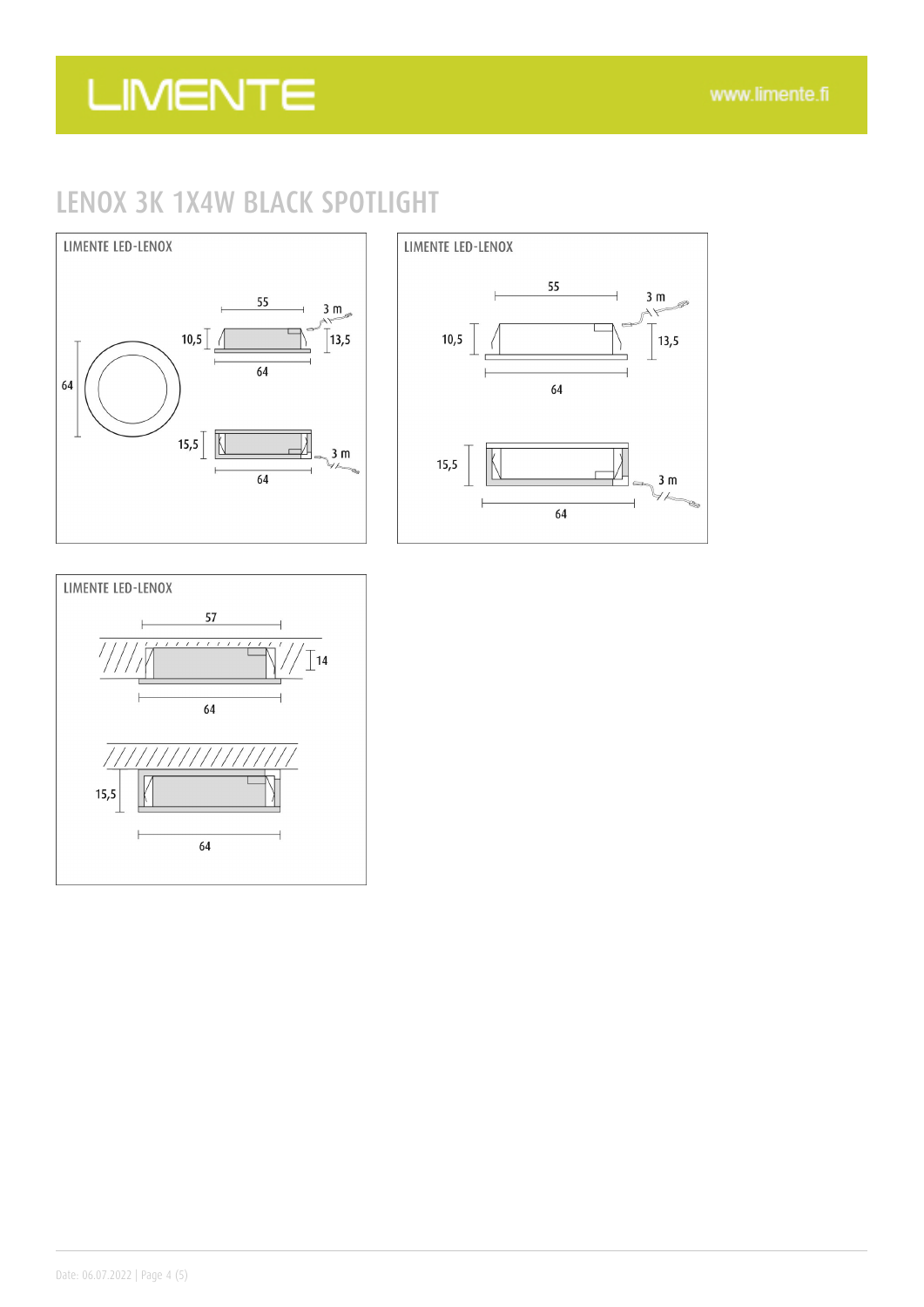# LENOX 3K 1X4W BLACK SPOTLIGHT

LIMENTE LED-LENOX

55
3 m
10,5
13,5
64
64
15,5
3 m
64

LIMENTE LED-LENOX

55
3 m
10,5
13,5
64
15,5
3 m
64

LIMENTE LED-LENOX

57
14
64
15,5
64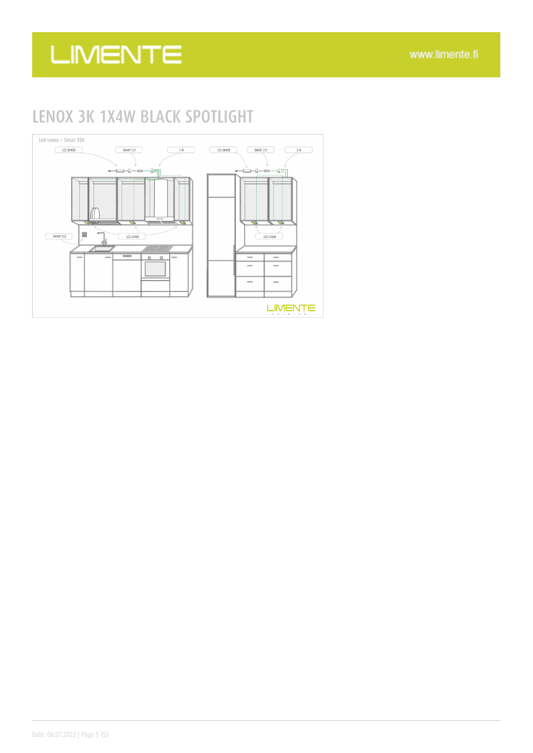# LENOX 3K 1X4W BLACK SPOTLIGHT

Led-Lenox + Smart 350

LED DRIVER

SMART 351

3 M

LED DRIVER

SMART 351

3 M

SMART 352

LED LENOX

LED LENOX

LIMENTE

HELSINKI